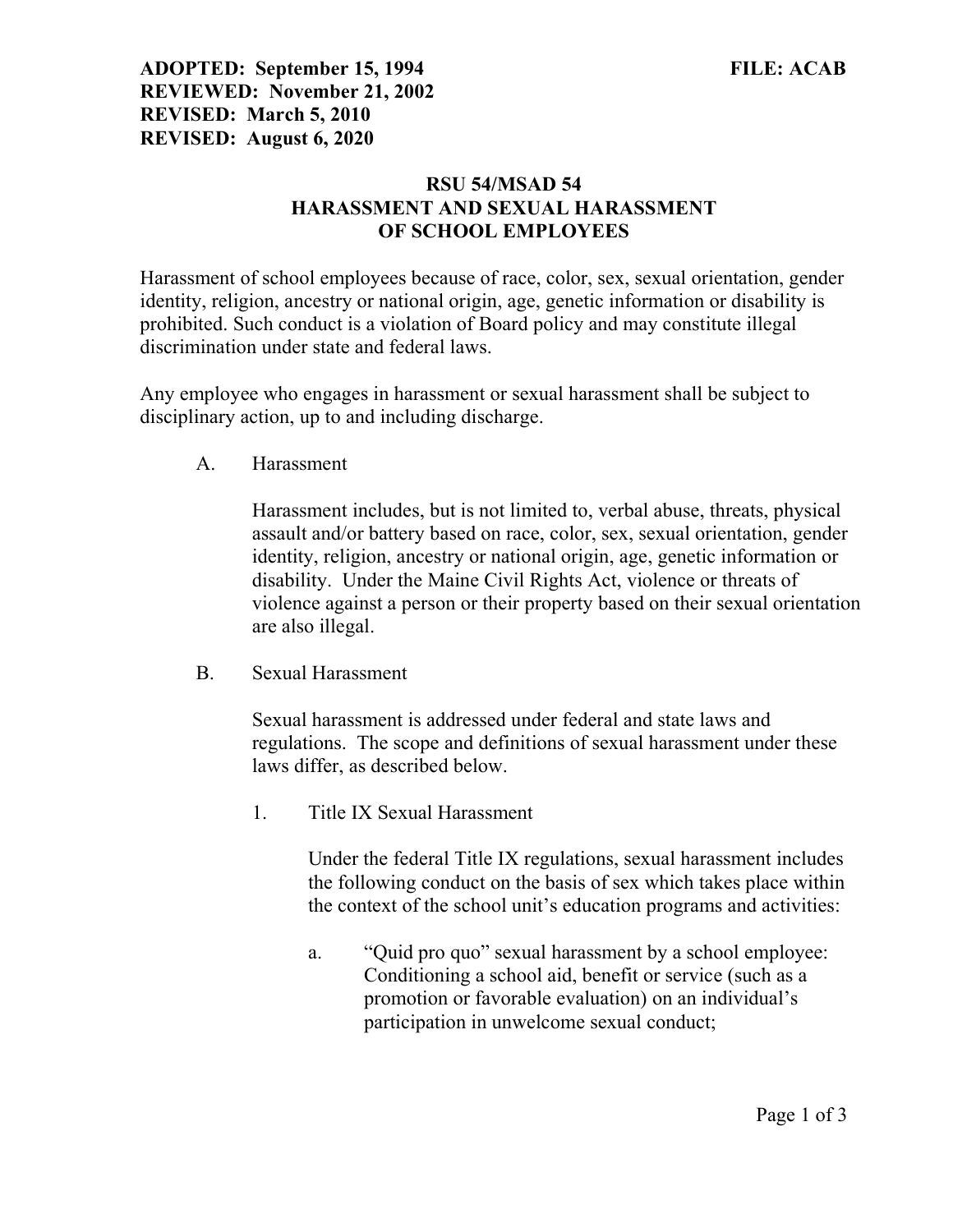**ADOPTED: September 15, 1994** **FILE: ACAB**
**REVIEWED: November 21, 2002**
**REVISED: March 5, 2010**
**REVISED: August 6, 2020**

# RSU 54/MSAD 54
# HARASSMENT AND SEXUAL HARASSMENT OF SCHOOL EMPLOYEES

Harassment of school employees because of race, color, sex, sexual orientation, gender identity, religion, ancestry or national origin, age, genetic information or disability is prohibited. Such conduct is a violation of Board policy and may constitute illegal discrimination under state and federal laws.

Any employee who engages in harassment or sexual harassment shall be subject to disciplinary action, up to and including discharge.

A. Harassment

Harassment includes, but is not limited to, verbal abuse, threats, physical assault and/or battery based on race, color, sex, sexual orientation, gender identity, religion, ancestry or national origin, age, genetic information or disability. Under the Maine Civil Rights Act, violence or threats of violence against a person or their property based on their sexual orientation are also illegal.

B. Sexual Harassment

Sexual harassment is addressed under federal and state laws and regulations. The scope and definitions of sexual harassment under these laws differ, as described below.

1. Title IX Sexual Harassment

Under the federal Title IX regulations, sexual harassment includes the following conduct on the basis of sex which takes place within the context of the school unit's education programs and activities:

a. "Quid pro quo" sexual harassment by a school employee: Conditioning a school aid, benefit or service (such as a promotion or favorable evaluation) on an individual's participation in unwelcome sexual conduct;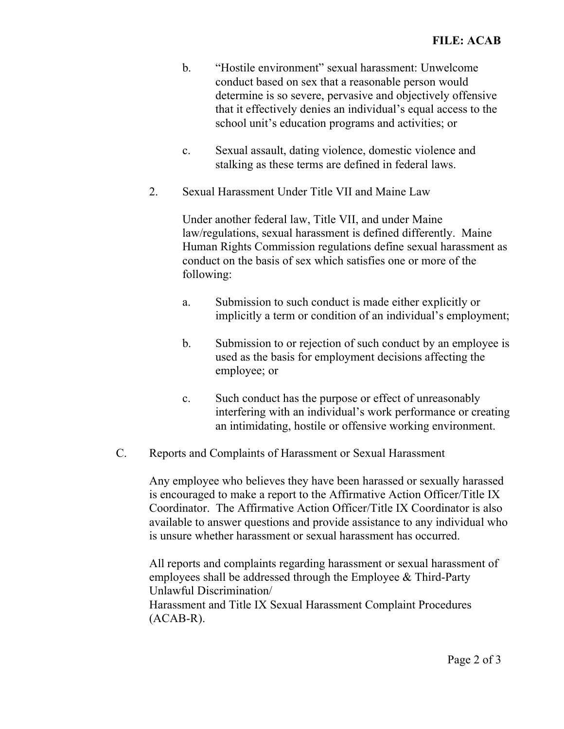b. "Hostile environment" sexual harassment: Unwelcome conduct based on sex that a reasonable person would determine is so severe, pervasive and objectively offensive that it effectively denies an individual's equal access to the school unit's education programs and activities; or

c. Sexual assault, dating violence, domestic violence and stalking as these terms are defined in federal laws.

2. Sexual Harassment Under Title VII and Maine Law

Under another federal law, Title VII, and under Maine law/regulations, sexual harassment is defined differently. Maine Human Rights Commission regulations define sexual harassment as conduct on the basis of sex which satisfies one or more of the following:

a. Submission to such conduct is made either explicitly or implicitly a term or condition of an individual's employment;

b. Submission to or rejection of such conduct by an employee is used as the basis for employment decisions affecting the employee; or

c. Such conduct has the purpose or effect of unreasonably interfering with an individual's work performance or creating an intimidating, hostile or offensive working environment.

C. Reports and Complaints of Harassment or Sexual Harassment

Any employee who believes they have been harassed or sexually harassed is encouraged to make a report to the Affirmative Action Officer/Title IX Coordinator. The Affirmative Action Officer/Title IX Coordinator is also available to answer questions and provide assistance to any individual who is unsure whether harassment or sexual harassment has occurred.

All reports and complaints regarding harassment or sexual harassment of employees shall be addressed through the Employee & Third-Party Unlawful Discrimination/
Harassment and Title IX Sexual Harassment Complaint Procedures (ACAB-R).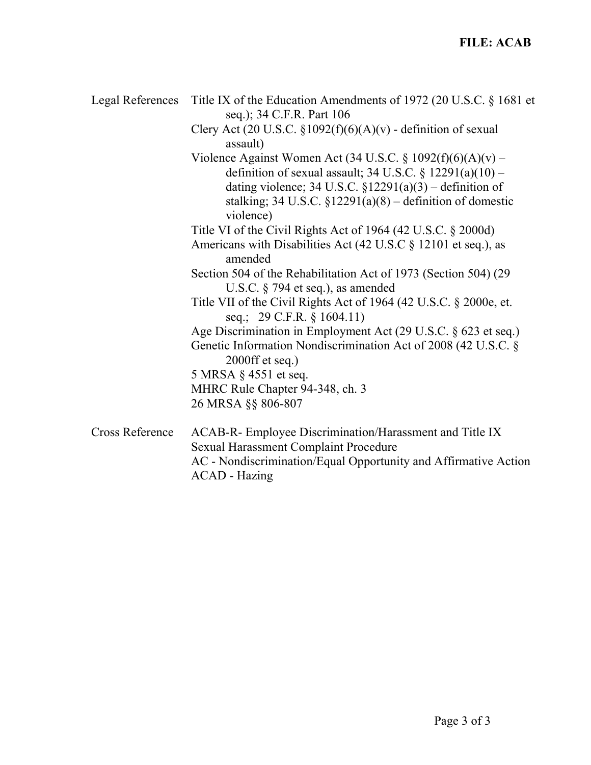| | |
|---|---|
| Legal References | Title IX of the Education Amendments of 1972 (20 U.S.C. § 1681 et seq.); 34 C.F.R. Part 106 |
| | Clery Act (20 U.S.C. §1092(f)(6)(A)(v) - definition of sexual assault) |
| | Violence Against Women Act (34 U.S.C. § 1092(f)(6)(A)(v) – definition of sexual assault; 34 U.S.C. § 12291(a)(10) – dating violence; 34 U.S.C. §12291(a)(3) – definition of stalking; 34 U.S.C. §12291(a)(8) – definition of domestic violence) |
| | Title VI of the Civil Rights Act of 1964 (42 U.S.C. § 2000d) |
| | Americans with Disabilities Act (42 U.S.C § 12101 et seq.), as amended |
| | Section 504 of the Rehabilitation Act of 1973 (Section 504) (29 U.S.C. § 794 et seq.), as amended |
| | Title VII of the Civil Rights Act of 1964 (42 U.S.C. § 2000e, et. seq.; 29 C.F.R. § 1604.11) |
| | Age Discrimination in Employment Act (29 U.S.C. § 623 et seq.) |
| | Genetic Information Nondiscrimination Act of 2008 (42 U.S.C. § 2000ff et seq.) |
| | 5 MRSA § 4551 et seq. |
| | MHRC Rule Chapter 94-348, ch. 3 |
| | 26 MRSA §§ 806-807 |
| Cross Reference | ACAB-R- Employee Discrimination/Harassment and Title IX Sexual Harassment Complaint Procedure |
| | AC - Nondiscrimination/Equal Opportunity and Affirmative Action |
| | ACAD - Hazing |